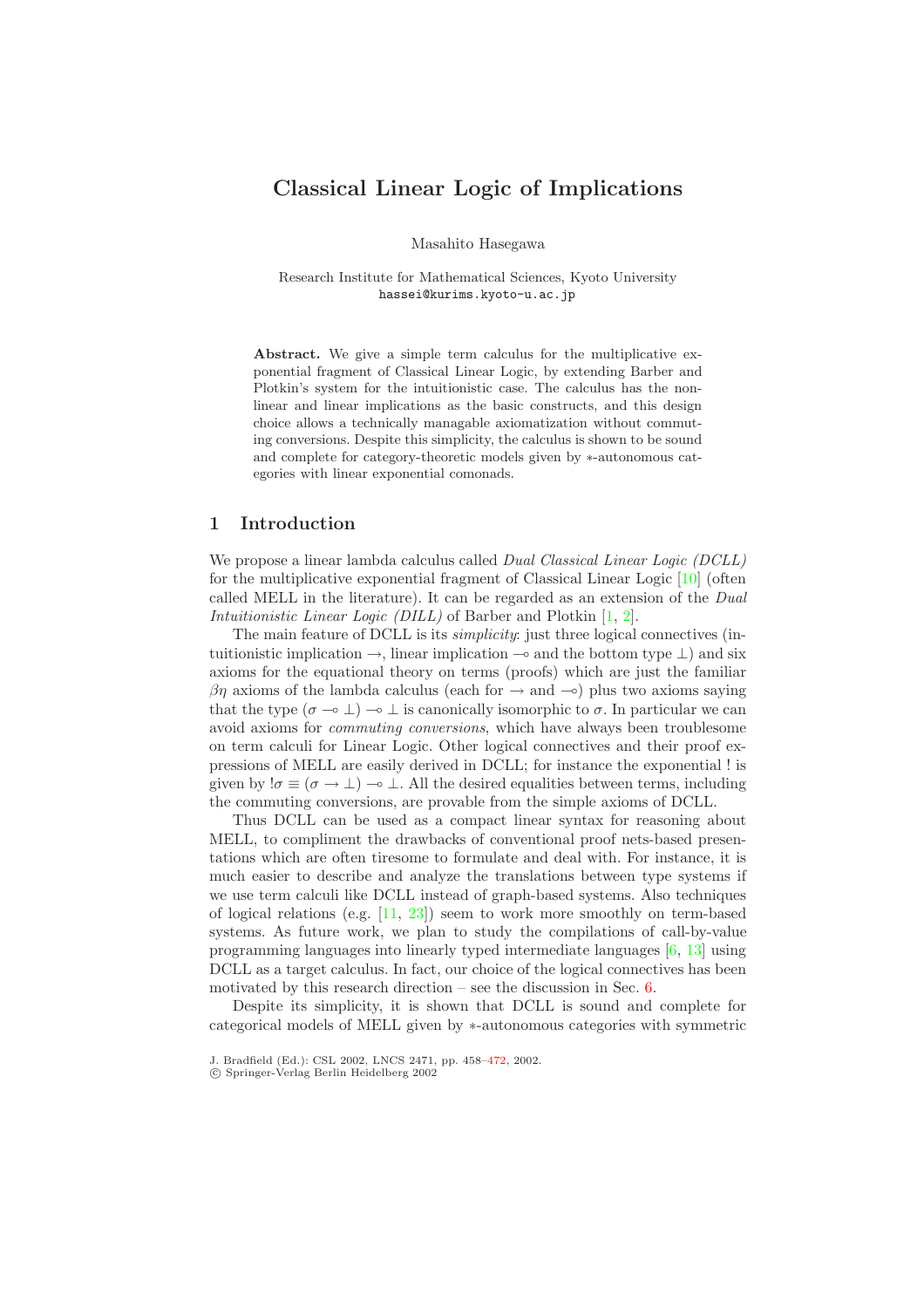# Classical Linear Logic of Implications

Masahito Hasegawa

Research Institute for Mathematical Sciences, Kyoto University
hassei@kurims.kyoto-u.ac.jp

**Abstract.** We give a simple term calculus for the multiplicative exponential fragment of Classical Linear Logic, by extending Barber and Plotkin's system for the intuitionistic case. The calculus has the non-linear and linear implications as the basic constructs, and this design choice allows a technically managable axiomatization without commuting conversions. Despite this simplicity, the calculus is shown to be sound and complete for category-theoretic models given by $*$-autonomous categories with linear exponential comonads.

## 1 Introduction

We propose a linear lambda calculus called *Dual Classical Linear Logic (DCLL)* for the multiplicative exponential fragment of Classical Linear Logic [10] (often called MELL in the literature). It can be regarded as an extension of the *Dual Intuitionistic Linear Logic (DILL)* of Barber and Plotkin [1, 2].

The main feature of DCLL is its *simplicity*: just three logical connectives (intuitionistic implication $\rightarrow$, linear implication $\multimap$ and the bottom type $\bot$) and six axioms for the equational theory on terms (proofs) which are just the familiar $\beta\eta$ axioms of the lambda calculus (each for $\rightarrow$ and $\multimap$) plus two axioms saying that the type $(\sigma \multimap \bot) \multimap \bot$ is canonically isomorphic to $\sigma$. In particular we can avoid axioms for *commuting conversions*, which have always been troublesome on term calculi for Linear Logic. Other logical connectives and their proof expressions of MELL are easily derived in DCLL; for instance the exponential $!$ is given by $!\sigma \equiv (\sigma \rightarrow \bot) \multimap \bot$. All the desired equalities between terms, including the commuting conversions, are provable from the simple axioms of DCLL.

Thus DCLL can be used as a compact linear syntax for reasoning about MELL, to compliment the drawbacks of conventional proof nets-based presentations which are often tiresome to formulate and deal with. For instance, it is much easier to describe and analyze the translations between type systems if we use term calculi like DCLL instead of graph-based systems. Also techniques of logical relations (e.g. [11, 23]) seem to work more smoothly on term-based systems. As future work, we plan to study the compilations of call-by-value programming languages into linearly typed intermediate languages [6, 13] using DCLL as a target calculus. In fact, our choice of the logical connectives has been motivated by this research direction – see the discussion in Sec. 6.

Despite its simplicity, it is shown that DCLL is sound and complete for categorical models of MELL given by $*$-autonomous categories with symmetric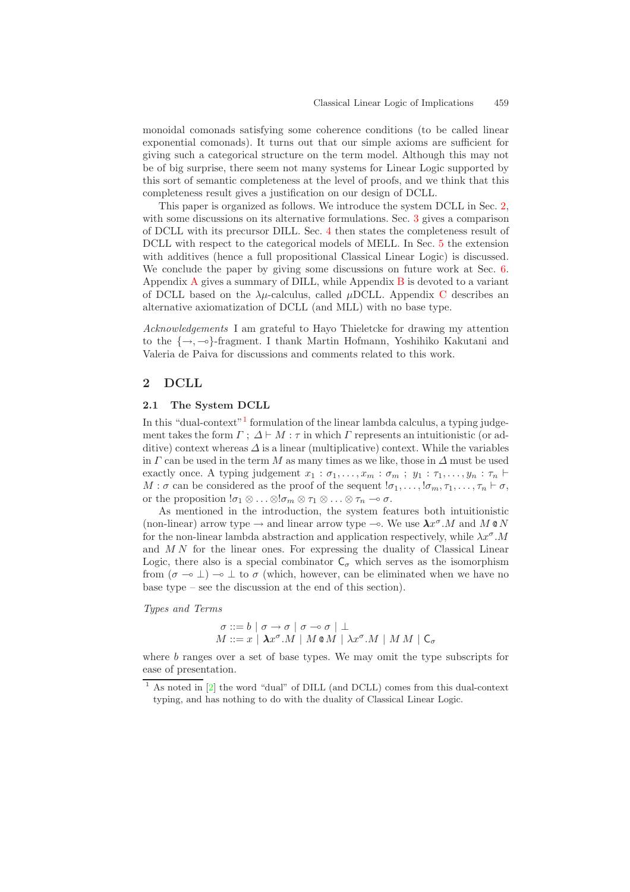monoidal comonads satisfying some coherence conditions (to be called linear exponential comonads). It turns out that our simple axioms are sufficient for giving such a categorical structure on the term model. Although this may not be of big surprise, there seem not many systems for Linear Logic supported by this sort of semantic completeness at the level of proofs, and we think that this completeness result gives a justification on our design of DCLL.

This paper is organized as follows. We introduce the system DCLL in Sec. 2, with some discussions on its alternative formulations. Sec. 3 gives a comparison of DCLL with its precursor DILL. Sec. 4 then states the completeness result of DCLL with respect to the categorical models of MELL. In Sec. 5 the extension with additives (hence a full propositional Classical Linear Logic) is discussed. We conclude the paper by giving some discussions on future work at Sec. 6. Appendix A gives a summary of DILL, while Appendix B is devoted to a variant of DCLL based on the $\lambda\mu$-calculus, called $\mu$DCLL. Appendix C describes an alternative axiomatization of DCLL (and MLL) with no base type.

*Acknowledgements* I am grateful to Hayo Thieletcke for drawing my attention to the $\{\rightarrow, \multimap\}$-fragment. I thank Martin Hofmann, Yoshihiko Kakutani and Valeria de Paiva for discussions and comments related to this work.

## 2 DCLL

### 2.1 The System DCLL

In this "dual-context"[1] formulation of the linear lambda calculus, a typing judgement takes the form $\Gamma\,;\,\Delta \vdash M : \tau$ in which $\Gamma$ represents an intuitionistic (or additive) context whereas $\Delta$ is a linear (multiplicative) context. While the variables in $\Gamma$ can be used in the term $M$ as many times as we like, those in $\Delta$ must be used exactly once. A typing judgement $x_1 : \sigma_1, \ldots, x_m : \sigma_m\,;\, y_1 : \tau_1, \ldots, y_n : \tau_n \vdash M : \sigma$ can be considered as the proof of the sequent $!\sigma_1, \ldots, !\sigma_m, \tau_1, \ldots, \tau_n \vdash \sigma$, or the proposition $!\sigma_1 \otimes \ldots \otimes !\sigma_m \otimes \tau_1 \otimes \ldots \otimes \tau_n \multimap \sigma$.

As mentioned in the introduction, the system features both intuitionistic (non-linear) arrow type $\rightarrow$ and linear arrow type $\multimap$. We use $\boldsymbol{\lambda} x^\sigma.M$ and $M\,@\,N$ for the non-linear lambda abstraction and application respectively, while $\lambda x^\sigma.M$ and $M\,N$ for the linear ones. For expressing the duality of Classical Linear Logic, there also is a special combinator $\mathsf{C}_\sigma$ which serves as the isomorphism from $(\sigma \multimap \bot) \multimap \bot$ to $\sigma$ (which, however, can be eliminated when we have no base type – see the discussion at the end of this section).

*Types and Terms*

$$\sigma ::= b \mid \sigma \rightarrow \sigma \mid \sigma \multimap \sigma \mid \bot$$
$$M ::= x \mid \boldsymbol{\lambda} x^\sigma.M \mid M\,@\,M \mid \lambda x^\sigma.M \mid M\,M \mid \mathsf{C}_\sigma$$

where $b$ ranges over a set of base types. We may omit the type subscripts for ease of presentation.

[1] As noted in [2] the word "dual" of DILL (and DCLL) comes from this dual-context typing, and has nothing to do with the duality of Classical Linear Logic.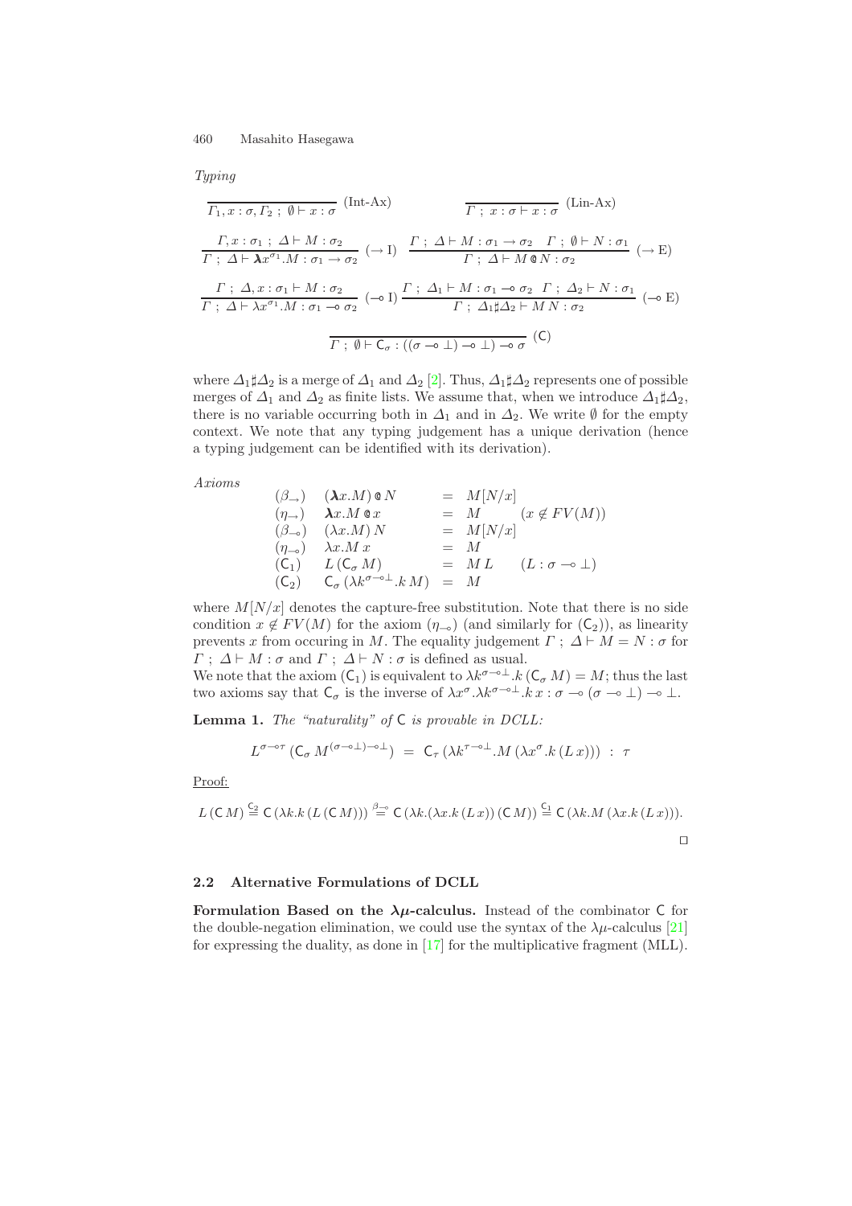*Typing*

$$\frac{}{\Gamma_1, x:\sigma, \Gamma_2 \;;\; \emptyset \vdash x:\sigma}\ (\text{Int-Ax}) \qquad\qquad \frac{}{\Gamma \;;\; x:\sigma \vdash x:\sigma}\ (\text{Lin-Ax})$$

$$\frac{\Gamma, x:\sigma_1 \;;\; \Delta \vdash M:\sigma_2}{\Gamma \;;\; \Delta \vdash \boldsymbol{\lambda} x^{\sigma_1}.M : \sigma_1 \to \sigma_2}\ (\to \text{I}) \quad \frac{\Gamma \;;\; \Delta \vdash M:\sigma_1 \to \sigma_2 \quad \Gamma \;;\; \emptyset \vdash N:\sigma_1}{\Gamma \;;\; \Delta \vdash M \,@\, N : \sigma_2}\ (\to \text{E})$$

$$\frac{\Gamma \;;\; \Delta, x:\sigma_1 \vdash M:\sigma_2}{\Gamma \;;\; \Delta \vdash \lambda x^{\sigma_1}.M : \sigma_1 \multimap \sigma_2}\ (\multimap \text{I}) \quad \frac{\Gamma \;;\; \Delta_1 \vdash M:\sigma_1 \multimap \sigma_2 \quad \Gamma \;;\; \Delta_2 \vdash N:\sigma_1}{\Gamma \;;\; \Delta_1 \sharp \Delta_2 \vdash M\,N : \sigma_2}\ (\multimap \text{E})$$

$$\frac{}{\Gamma \;;\; \emptyset \vdash \mathsf{C}_\sigma : ((\sigma \multimap \bot) \multimap \bot) \multimap \sigma}\ (\mathsf{C})$$

where $\Delta_1 \sharp \Delta_2$ is a merge of $\Delta_1$ and $\Delta_2$ [2]. Thus, $\Delta_1 \sharp \Delta_2$ represents one of possible merges of $\Delta_1$ and $\Delta_2$ as finite lists. We assume that, when we introduce $\Delta_1 \sharp \Delta_2$, there is no variable occurring both in $\Delta_1$ and in $\Delta_2$. We write $\emptyset$ for the empty context. We note that any typing judgement has a unique derivation (hence a typing judgement can be identified with its derivation).

*Axioms*

$$\begin{array}{lllll}
(\beta_\to) & (\boldsymbol{\lambda} x.M) \,@\, N & = & M[N/x] & \\
(\eta_\to) & \boldsymbol{\lambda} x.M \,@\, x & = & M & (x \notin FV(M)) \\
(\beta_\multimap) & (\lambda x.M)\, N & = & M[N/x] & \\
(\eta_\multimap) & \lambda x.M\, x & = & M & \\
(\mathsf{C}_1) & L\,(\mathsf{C}_\sigma\, M) & = & M\,L & (L : \sigma \multimap \bot) \\
(\mathsf{C}_2) & \mathsf{C}_\sigma\,(\lambda k^{\sigma \multimap \bot}.k\, M) & = & M &
\end{array}$$

where $M[N/x]$ denotes the capture-free substitution. Note that there is no side condition $x \notin FV(M)$ for the axiom $(\eta_\multimap)$ (and similarly for $(\mathsf{C}_2)$), as linearity prevents $x$ from occuring in $M$. The equality judgement $\Gamma \;;\; \Delta \vdash M = N : \sigma$ for $\Gamma \;;\; \Delta \vdash M : \sigma$ and $\Gamma \;;\; \Delta \vdash N : \sigma$ is defined as usual.
We note that the axiom $(\mathsf{C}_1)$ is equivalent to $\lambda k^{\sigma \multimap \bot}.k\,(\mathsf{C}_\sigma\, M) = M$; thus the last two axioms say that $\mathsf{C}_\sigma$ is the inverse of $\lambda x^\sigma.\lambda k^{\sigma \multimap \bot}.k\, x : \sigma \multimap (\sigma \multimap \bot) \multimap \bot$.

**Lemma 1.** *The "naturality" of* $\mathsf{C}$ *is provable in DCLL:*

$$L^{\sigma \multimap \tau}\,(\mathsf{C}_\sigma\, M^{(\sigma \multimap \bot) \multimap \bot}) \;=\; \mathsf{C}_\tau\,(\lambda k^{\tau \multimap \bot}.M\,(\lambda x^\sigma.k\,(L\,x))) \;:\; \tau$$

Proof:

$$L\,(\mathsf{C}\,M) \stackrel{\mathsf{C}_2}{=} \mathsf{C}\,(\lambda k.k\,(L\,(\mathsf{C}\,M))) \stackrel{\beta_\multimap}{=} \mathsf{C}\,(\lambda k.(\lambda x.k\,(L\,x))\,(\mathsf{C}\,M)) \stackrel{\mathsf{C}_1}{=} \mathsf{C}\,(\lambda k.M\,(\lambda x.k\,(L\,x))).$$

□

### 2.2 Alternative Formulations of DCLL

**Formulation Based on the $\boldsymbol{\lambda\mu}$-calculus.** Instead of the combinator $\mathsf{C}$ for the double-negation elimination, we could use the syntax of the $\lambda\mu$-calculus [21] for expressing the duality, as done in [17] for the multiplicative fragment (MLL).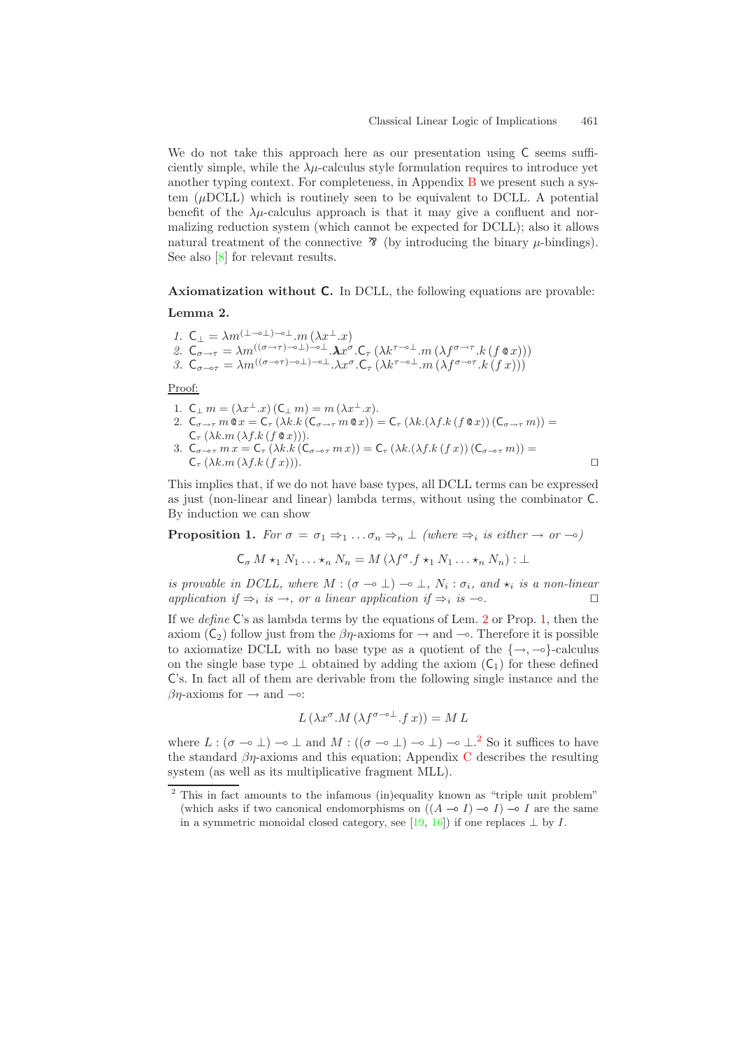We do not take this approach here as our presentation using $\mathsf{C}$ seems sufficiently simple, while the $\lambda\mu$-calculus style formulation requires to introduce yet another typing context. For completeness, in Appendix B we present such a system ($\mu$DCLL) which is routinely seen to be equivalent to DCLL. A potential benefit of the $\lambda\mu$-calculus approach is that it may give a confluent and normalizing reduction system (which cannot be expected for DCLL); also it allows natural treatment of the connective $⅋$ (by introducing the binary $\mu$-bindings). See also [8] for relevant results.

**Axiomatization without $\mathsf{C}$.** In DCLL, the following equations are provable:

**Lemma 2.**

1. $\mathsf{C}_\bot = \lambda m^{(\bot \multimap \bot) \multimap \bot}.m\,(\lambda x^\bot.x)$
2. $\mathsf{C}_{\sigma \to \tau} = \lambda m^{((\sigma \to \tau) \multimap \bot) \multimap \bot}.\boldsymbol{\lambda} x^\sigma.\mathsf{C}_\tau\,(\lambda k^{\tau \multimap \bot}.m\,(\lambda f^{\sigma \to \tau}.k\,(f\,@\,x)))$
3. $\mathsf{C}_{\sigma \multimap \tau} = \lambda m^{((\sigma \multimap \tau) \multimap \bot) \multimap \bot}.\lambda x^\sigma.\mathsf{C}_\tau\,(\lambda k^{\tau \multimap \bot}.m\,(\lambda f^{\sigma \multimap \tau}.k\,(f\,x)))$

Proof:

1. $\mathsf{C}_\bot\,m = (\lambda x^\bot.x)\,(\mathsf{C}_\bot\,m) = m\,(\lambda x^\bot.x)$.
2. $\mathsf{C}_{\sigma \to \tau}\,m\,@\,x = \mathsf{C}_\tau\,(\lambda k.k\,(\mathsf{C}_{\sigma \to \tau}\,m\,@\,x)) = \mathsf{C}_\tau\,(\lambda k.(\lambda f.k\,(f\,@\,x))\,(\mathsf{C}_{\sigma \to \tau}\,m)) =$ $\mathsf{C}_\tau\,(\lambda k.m\,(\lambda f.k\,(f\,@\,x)))$.
3. $\mathsf{C}_{\sigma \multimap \tau}\,m\,x = \mathsf{C}_\tau\,(\lambda k.k\,(\mathsf{C}_{\sigma \multimap \tau}\,m\,x)) = \mathsf{C}_\tau\,(\lambda k.(\lambda f.k\,(f\,x))\,(\mathsf{C}_{\sigma \multimap \tau}\,m)) =$ $\mathsf{C}_\tau\,(\lambda k.m\,(\lambda f.k\,(f\,x)))$. $\square$

This implies that, if we do not have base types, all DCLL terms can be expressed as just (non-linear and linear) lambda terms, without using the combinator $\mathsf{C}$. By induction we can show

**Proposition 1.** *For $\sigma = \sigma_1 \Rightarrow_1 \ldots \sigma_n \Rightarrow_n \bot$ (where $\Rightarrow_i$ is either $\to$ or $\multimap$)*

$$\mathsf{C}_\sigma\,M \star_1 N_1 \ldots \star_n N_n = M\,(\lambda f^\sigma.f \star_1 N_1 \ldots \star_n N_n) : \bot$$

*is provable in DCLL, where $M : (\sigma \multimap \bot) \multimap \bot$, $N_i : \sigma_i$, and $\star_i$ is a non-linear application if $\Rightarrow_i$ is $\to$, or a linear application if $\Rightarrow_i$ is $\multimap$.* $\square$

If we *define* $\mathsf{C}$'s as lambda terms by the equations of Lem. 2 or Prop. 1, then the axiom ($\mathsf{C}_2$) follow just from the $\beta\eta$-axioms for $\to$ and $\multimap$. Therefore it is possible to axiomatize DCLL with no base type as a quotient of the $\{\to, \multimap\}$-calculus on the single base type $\bot$ obtained by adding the axiom ($\mathsf{C}_1$) for these defined $\mathsf{C}$'s. In fact all of them are derivable from the following single instance and the $\beta\eta$-axioms for $\to$ and $\multimap$:

$$L\,(\lambda x^\sigma.M\,(\lambda f^{\sigma \multimap \bot}.f\,x)) = M\,L$$

where $L : (\sigma \multimap \bot) \multimap \bot$ and $M : ((\sigma \multimap \bot) \multimap \bot) \multimap \bot$.[2] So it suffices to have the standard $\beta\eta$-axioms and this equation; Appendix C describes the resulting system (as well as its multiplicative fragment MLL).

[2] This in fact amounts to the infamous (in)equality known as "triple unit problem" (which asks if two canonical endomorphisms on $((A \multimap I) \multimap I) \multimap I$ are the same in a symmetric monoidal closed category, see [19, 16]) if one replaces $\bot$ by $I$.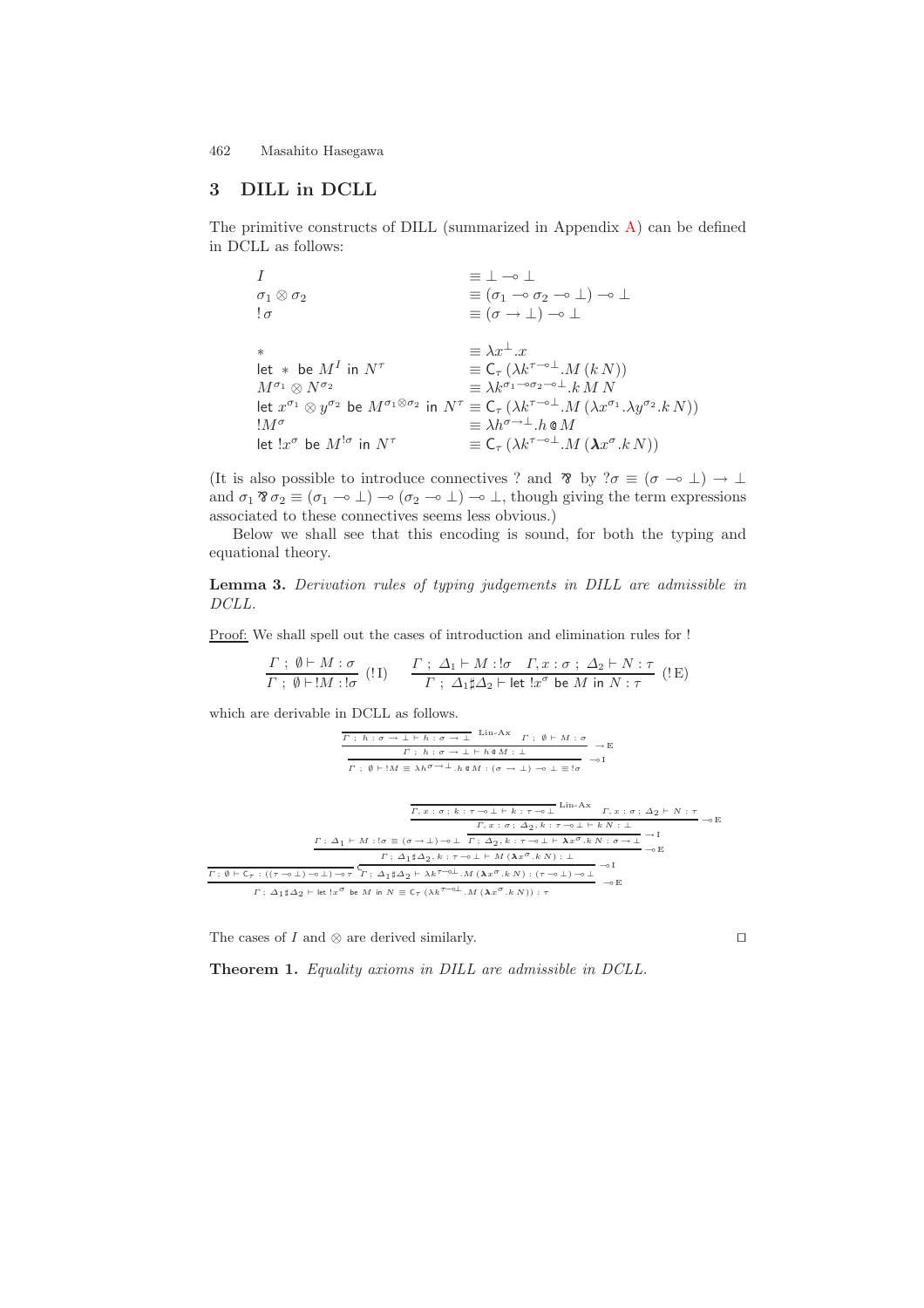## 3 DILL in DCLL

The primitive constructs of DILL (summarized in Appendix A) can be defined in DCLL as follows:

$$
\begin{array}{ll}
I & \equiv \bot \multimap \bot \\
\sigma_1 \otimes \sigma_2 & \equiv (\sigma_1 \multimap \sigma_2 \multimap \bot) \multimap \bot \\
!\,\sigma & \equiv (\sigma \to \bot) \multimap \bot \\
& \\
* & \equiv \lambda x^{\bot}.x \\
\mathsf{let}\ *\ \mathsf{be}\ M^I\ \mathsf{in}\ N^\tau & \equiv \mathsf{C}_\tau\,(\lambda k^{\tau\multimap\bot}.M\,(k\,N)) \\
M^{\sigma_1} \otimes N^{\sigma_2} & \equiv \lambda k^{\sigma_1\multimap\sigma_2\multimap\bot}.k\,M\,N \\
\mathsf{let}\ x^{\sigma_1} \otimes y^{\sigma_2}\ \mathsf{be}\ M^{\sigma_1\otimes\sigma_2}\ \mathsf{in}\ N^\tau & \equiv \mathsf{C}_\tau\,(\lambda k^{\tau\multimap\bot}.M\,(\lambda x^{\sigma_1}.\lambda y^{\sigma_2}.k\,N)) \\
!M^\sigma & \equiv \lambda h^{\sigma\to\bot}.h\,@\,M \\
\mathsf{let}\ !x^\sigma\ \mathsf{be}\ M^{!\sigma}\ \mathsf{in}\ N^\tau & \equiv \mathsf{C}_\tau\,(\lambda k^{\tau\multimap\bot}.M\,(\boldsymbol{\lambda} x^\sigma.k\,N))
\end{array}
$$

(It is also possible to introduce connectives ? and ⅋ by $?\sigma \equiv (\sigma \multimap \bot) \to \bot$ and $\sigma_1 ⅋ \sigma_2 \equiv (\sigma_1 \multimap \bot) \multimap (\sigma_2 \multimap \bot) \multimap \bot$, though giving the term expressions associated to these connectives seems less obvious.)

Below we shall see that this encoding is sound, for both the typing and equational theory.

**Lemma 3.** *Derivation rules of typing judgements in DILL are admissible in DCLL.*

Proof: We shall spell out the cases of introduction and elimination rules for !

$$
\frac{\Gamma\ ;\ \emptyset \vdash M : \sigma}{\Gamma\ ;\ \emptyset \vdash !M : !\sigma}\ (!\mathrm{I})
\qquad
\frac{\Gamma\ ;\ \Delta_1 \vdash M : !\sigma \quad \Gamma, x : \sigma\ ;\ \Delta_2 \vdash N : \tau}{\Gamma\ ;\ \Delta_1 \sharp \Delta_2 \vdash \mathsf{let}\ !x^\sigma\ \mathsf{be}\ M\ \mathsf{in}\ N : \tau}\ (!\mathrm{E})
$$

which are derivable in DCLL as follows.

$$
\dfrac{\dfrac{\dfrac{}{\Gamma\ ;\ h : \sigma \to \bot \vdash h : \sigma \to \bot}\ \text{Lin-Ax} \quad \Gamma\ ;\ \emptyset \vdash M : \sigma}{\Gamma\ ;\ h : \sigma \to \bot \vdash h\,@\,M : \bot}\ {\to}\mathrm{E}}{\Gamma\ ;\ \emptyset \vdash !M \equiv \lambda h^{\sigma\to\bot}.h\,@\,M : (\sigma \to \bot) \multimap \bot \equiv\ !\sigma}\ {\multimap}\mathrm{I}
$$

$$
\dfrac{\Gamma\ ;\ \emptyset \vdash \mathsf{C}_\tau : ((\tau \multimap \bot) \multimap \bot) \multimap \tau \quad \dfrac{\dfrac{\Gamma\ ;\ \Delta_1 \vdash M : !\sigma \equiv (\sigma \to \bot) \multimap \bot \quad \dfrac{\dfrac{\dfrac{}{\Gamma, x : \sigma\ ;\ k : \tau \multimap \bot \vdash k : \tau \multimap \bot}\ \text{Lin-Ax} \quad \Gamma, x : \sigma\ ;\ \Delta_2 \vdash N : \tau}{\Gamma, x : \sigma\ ;\ \Delta_2, k : \tau \multimap \bot \vdash k\,N : \bot}\ {\multimap}\mathrm{E}}{\Gamma\ ;\ \Delta_2, k : \tau \multimap \bot \vdash \boldsymbol{\lambda} x^\sigma.k\,N : \sigma \to \bot}\ {\to}\mathrm{I}}{\Gamma\ ;\ \Delta_1 \sharp \Delta_2, k : \tau \multimap \bot \vdash M\,(\boldsymbol{\lambda} x^\sigma.k\,N) : \bot}\ {\multimap}\mathrm{E}}{\Gamma\ ;\ \Delta_1 \sharp \Delta_2 \vdash \lambda k^{\tau\multimap\bot}.M\,(\boldsymbol{\lambda} x^\sigma.k\,N) : (\tau \multimap \bot) \multimap \bot}\ {\multimap}\mathrm{I}}{\Gamma\ ;\ \Delta_1 \sharp \Delta_2 \vdash \mathsf{let}\ !x^\sigma\ \mathsf{be}\ M\ \mathsf{in}\ N \equiv \mathsf{C}_\tau\,(\lambda k^{\tau\multimap\bot}.M\,(\boldsymbol{\lambda} x^\sigma.k\,N)) : \tau}\ {\multimap}\mathrm{E}
$$

The cases of $I$ and $\otimes$ are derived similarly. □

**Theorem 1.** *Equality axioms in DILL are admissible in DCLL.*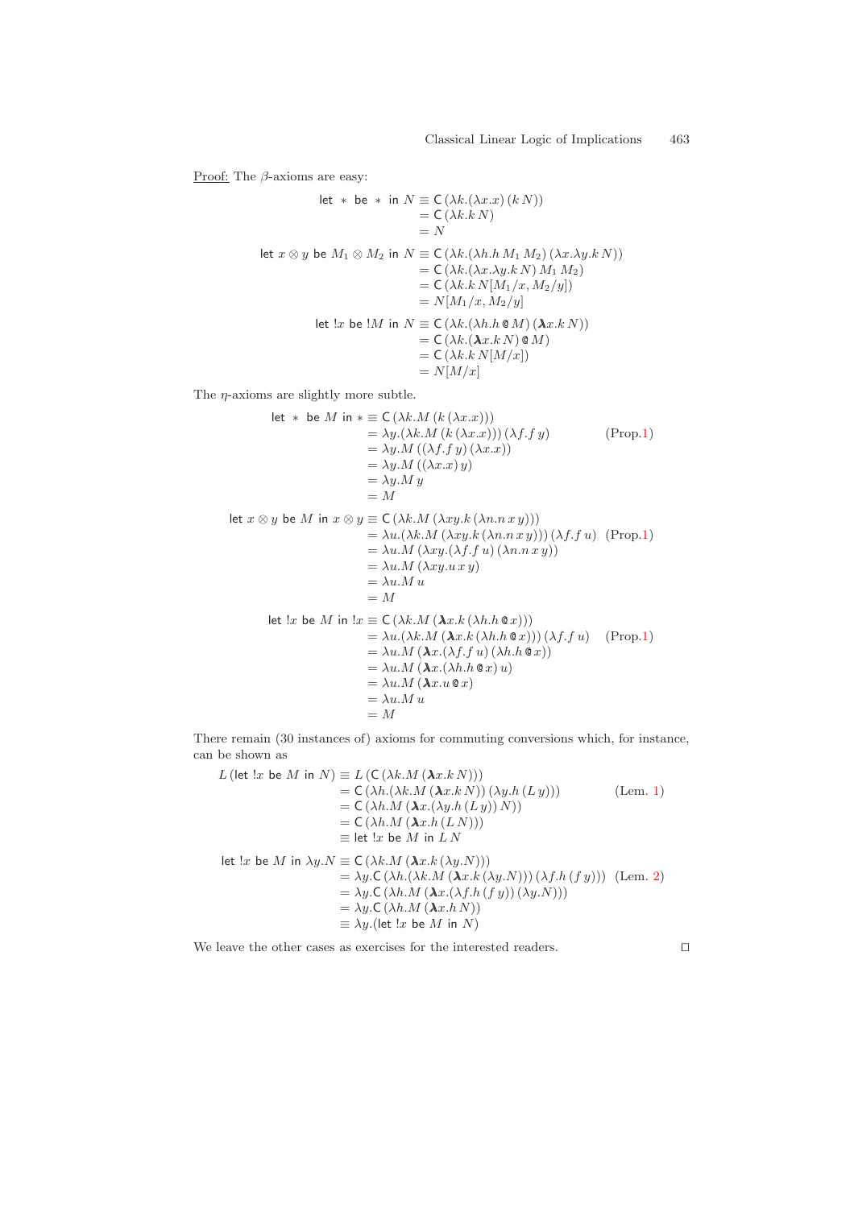Proof: The $\beta$-axioms are easy:

$$
\begin{aligned}
\mathsf{let}\ *\ \mathsf{be}\ *\ \mathsf{in}\ N &\equiv \mathsf{C}\,(\lambda k.(\lambda x.x)\,(k\,N)) \\
&= \mathsf{C}\,(\lambda k.k\,N) \\
&= N
\end{aligned}
$$

$$
\begin{aligned}
\mathsf{let}\ x \otimes y\ \mathsf{be}\ M_1 \otimes M_2\ \mathsf{in}\ N &\equiv \mathsf{C}\,(\lambda k.(\lambda h.h\,M_1\,M_2)\,(\lambda x.\lambda y.k\,N)) \\
&= \mathsf{C}\,(\lambda k.(\lambda x.\lambda y.k\,N)\,M_1\,M_2) \\
&= \mathsf{C}\,(\lambda k.k\,N[M_1/x, M_2/y]) \\
&= N[M_1/x, M_2/y]
\end{aligned}
$$

$$
\begin{aligned}
\mathsf{let}\ !x\ \mathsf{be}\ !M\ \mathsf{in}\ N &\equiv \mathsf{C}\,(\lambda k.(\lambda h.h\,@\,M)\,(\boldsymbol{\lambda} x.k\,N)) \\
&= \mathsf{C}\,(\lambda k.(\boldsymbol{\lambda} x.k\,N)\,@\,M) \\
&= \mathsf{C}\,(\lambda k.k\,N[M/x]) \\
&= N[M/x]
\end{aligned}
$$

The $\eta$-axioms are slightly more subtle.

$$
\begin{aligned}
\mathsf{let}\ *\ \mathsf{be}\ M\ \mathsf{in}\ * &\equiv \mathsf{C}\,(\lambda k.M\,(k\,(\lambda x.x))) \\
&= \lambda y.(\lambda k.M\,(k\,(\lambda x.x)))\,(\lambda f.f\,y) && \text{(Prop.1)} \\
&= \lambda y.M\,((\lambda f.f\,y)\,(\lambda x.x)) \\
&= \lambda y.M\,((\lambda x.x)\,y) \\
&= \lambda y.M\,y \\
&= M
\end{aligned}
$$

$$
\begin{aligned}
\mathsf{let}\ x \otimes y\ \mathsf{be}\ M\ \mathsf{in}\ x \otimes y &\equiv \mathsf{C}\,(\lambda k.M\,(\lambda xy.k\,(\lambda n.n\,x\,y))) \\
&= \lambda u.(\lambda k.M\,(\lambda xy.k\,(\lambda n.n\,x\,y)))\,(\lambda f.f\,u) && \text{(Prop.1)} \\
&= \lambda u.M\,(\lambda xy.(\lambda f.f\,u)\,(\lambda n.n\,x\,y)) \\
&= \lambda u.M\,(\lambda xy.u\,x\,y) \\
&= \lambda u.M\,u \\
&= M
\end{aligned}
$$

$$
\begin{aligned}
\mathsf{let}\ !x\ \mathsf{be}\ M\ \mathsf{in}\ !x &\equiv \mathsf{C}\,(\lambda k.M\,(\boldsymbol{\lambda} x.k\,(\lambda h.h\,@\,x))) \\
&= \lambda u.(\lambda k.M\,(\boldsymbol{\lambda} x.k\,(\lambda h.h\,@\,x)))\,(\lambda f.f\,u) && \text{(Prop.1)} \\
&= \lambda u.M\,(\boldsymbol{\lambda} x.(\lambda f.f\,u)\,(\lambda h.h\,@\,x)) \\
&= \lambda u.M\,(\boldsymbol{\lambda} x.(\lambda h.h\,@\,x)\,u) \\
&= \lambda u.M\,(\boldsymbol{\lambda} x.u\,@\,x) \\
&= \lambda u.M\,u \\
&= M
\end{aligned}
$$

There remain (30 instances of) axioms for commuting conversions which, for instance, can be shown as

$$
\begin{aligned}
L\,(\mathsf{let}\ !x\ \mathsf{be}\ M\ \mathsf{in}\ N) &\equiv L\,(\mathsf{C}\,(\lambda k.M\,(\boldsymbol{\lambda} x.k\,N))) \\
&= \mathsf{C}\,(\lambda h.(\lambda k.M\,(\boldsymbol{\lambda} x.k\,N))\,(\lambda y.h\,(L\,y))) && \text{(Lem. 1)} \\
&= \mathsf{C}\,(\lambda h.M\,(\boldsymbol{\lambda} x.(\lambda y.h\,(L\,y))\,N)) \\
&= \mathsf{C}\,(\lambda h.M\,(\boldsymbol{\lambda} x.h\,(L\,N))) \\
&\equiv \mathsf{let}\ !x\ \mathsf{be}\ M\ \mathsf{in}\ L\,N
\end{aligned}
$$

$$
\begin{aligned}
\mathsf{let}\ !x\ \mathsf{be}\ M\ \mathsf{in}\ \lambda y.N &\equiv \mathsf{C}\,(\lambda k.M\,(\boldsymbol{\lambda} x.k\,(\lambda y.N))) \\
&= \lambda y.\mathsf{C}\,(\lambda h.(\lambda k.M\,(\boldsymbol{\lambda} x.k\,(\lambda y.N)))\,(\lambda f.h\,(f\,y))) && \text{(Lem. 2)} \\
&= \lambda y.\mathsf{C}\,(\lambda h.M\,(\boldsymbol{\lambda} x.(\lambda f.h\,(f\,y))\,(\lambda y.N))) \\
&= \lambda y.\mathsf{C}\,(\lambda h.M\,(\boldsymbol{\lambda} x.h\,N)) \\
&\equiv \lambda y.(\mathsf{let}\ !x\ \mathsf{be}\ M\ \mathsf{in}\ N)
\end{aligned}
$$

We leave the other cases as exercises for the interested readers. $\square$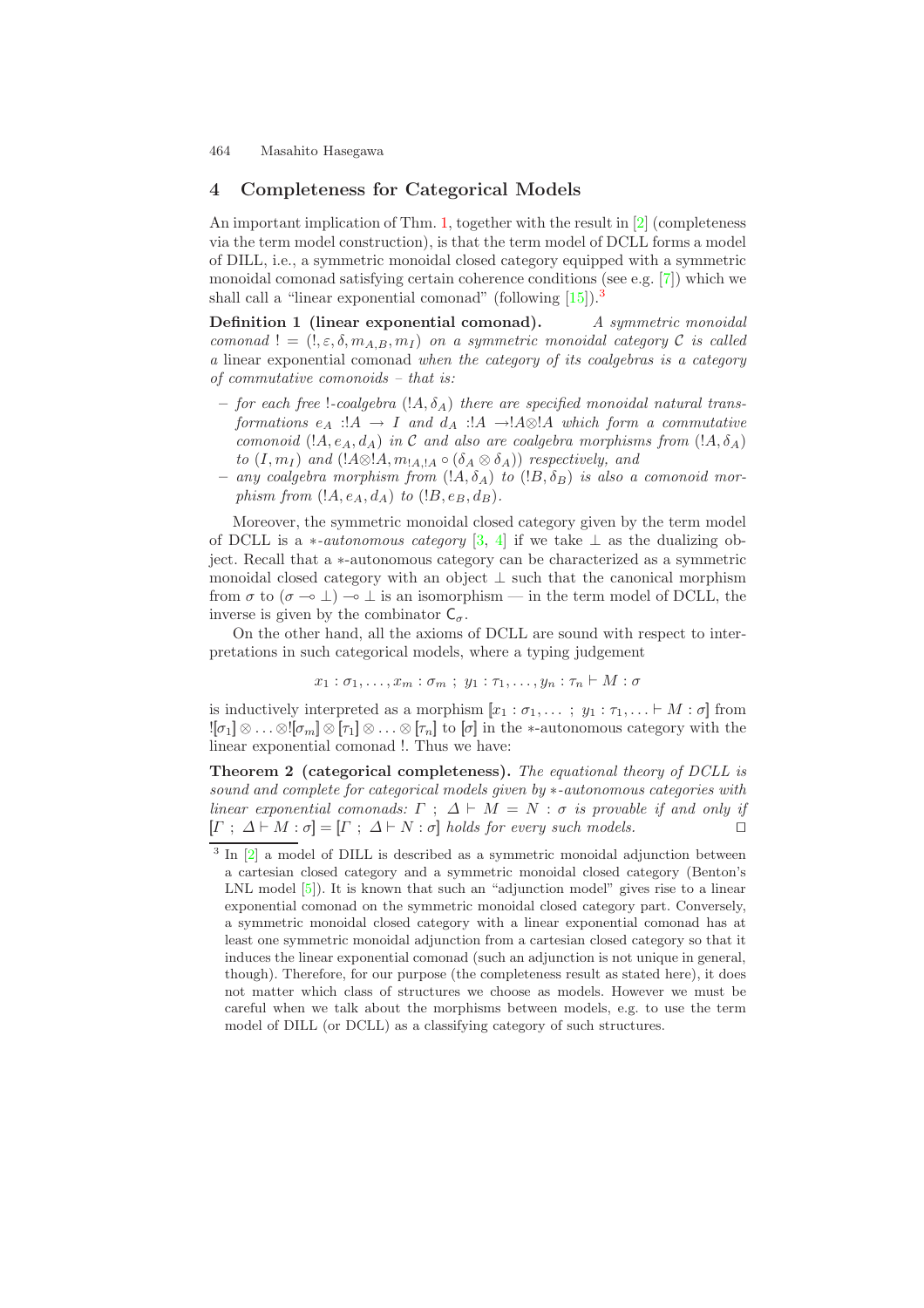## 4 Completeness for Categorical Models

An important implication of Thm. 1, together with the result in [2] (completeness via the term model construction), is that the term model of DCLL forms a model of DILL, i.e., a symmetric monoidal closed category equipped with a symmetric monoidal comonad satisfying certain coherence conditions (see e.g. [7]) which we shall call a "linear exponential comonad" (following [15]).[3]

**Definition 1 (linear exponential comonad).** *A symmetric monoidal comonad $! = (!, \varepsilon, \delta, m_{A,B}, m_I)$ on a symmetric monoidal category $\mathcal{C}$ is called a* linear exponential comonad *when the category of its coalgebras is a category of commutative comonoids – that is:*

- *for each free !-coalgebra $(!A, \delta_A)$ there are specified monoidal natural transformations $e_A : !A \to I$ and $d_A : !A \to !A \otimes !A$ which form a commutative comonoid $(!A, e_A, d_A)$ in $\mathcal{C}$ and also are coalgebra morphisms from $(!A, \delta_A)$ to $(I, m_I)$ and $(!A \otimes !A, m_{!A,!A} \circ (\delta_A \otimes \delta_A))$ respectively, and*
- *any coalgebra morphism from $(!A, \delta_A)$ to $(!B, \delta_B)$ is also a comonoid morphism from $(!A, e_A, d_A)$ to $(!B, e_B, d_B)$.*

Moreover, the symmetric monoidal closed category given by the term model of DCLL is a $*$-*autonomous category* [3, 4] if we take $\bot$ as the dualizing object. Recall that a $*$-autonomous category can be characterized as a symmetric monoidal closed category with an object $\bot$ such that the canonical morphism from $\sigma$ to $(\sigma \multimap \bot) \multimap \bot$ is an isomorphism — in the term model of DCLL, the inverse is given by the combinator $\mathsf{C}_\sigma$.

On the other hand, all the axioms of DCLL are sound with respect to interpretations in such categorical models, where a typing judgement

$$x_1 : \sigma_1, \ldots, x_m : \sigma_m \ ; \ y_1 : \tau_1, \ldots, y_n : \tau_n \vdash M : \sigma$$

is inductively interpreted as a morphism $[\![x_1 : \sigma_1, \ldots \ ; \ y_1 : \tau_1, \ldots \vdash M : \sigma]\!]$ from $![\![\sigma_1]\!] \otimes \ldots \otimes ![\![\sigma_m]\!] \otimes [\![\tau_1]\!] \otimes \ldots \otimes [\![\tau_n]\!]$ to $[\![\sigma]\!]$ in the $*$-autonomous category with the linear exponential comonad !. Thus we have:

**Theorem 2 (categorical completeness).** *The equational theory of DCLL is sound and complete for categorical models given by $*$-autonomous categories with linear exponential comonads: $\Gamma \ ; \ \Delta \vdash M = N : \sigma$ is provable if and only if $[\![\Gamma \ ; \ \Delta \vdash M : \sigma]\!] = [\![\Gamma \ ; \ \Delta \vdash N : \sigma]\!]$ holds for every such models.* □

[3] In [2] a model of DILL is described as a symmetric monoidal adjunction between a cartesian closed category and a symmetric monoidal closed category (Benton's LNL model [5]). It is known that such an "adjunction model" gives rise to a linear exponential comonad on the symmetric monoidal closed category part. Conversely, a symmetric monoidal closed category with a linear exponential comonad has at least one symmetric monoidal adjunction from a cartesian closed category so that it induces the linear exponential comonad (such an adjunction is not unique in general, though). Therefore, for our purpose (the completeness result as stated here), it does not matter which class of structures we choose as models. However we must be careful when we talk about the morphisms between models, e.g. to use the term model of DILL (or DCLL) as a classifying category of such structures.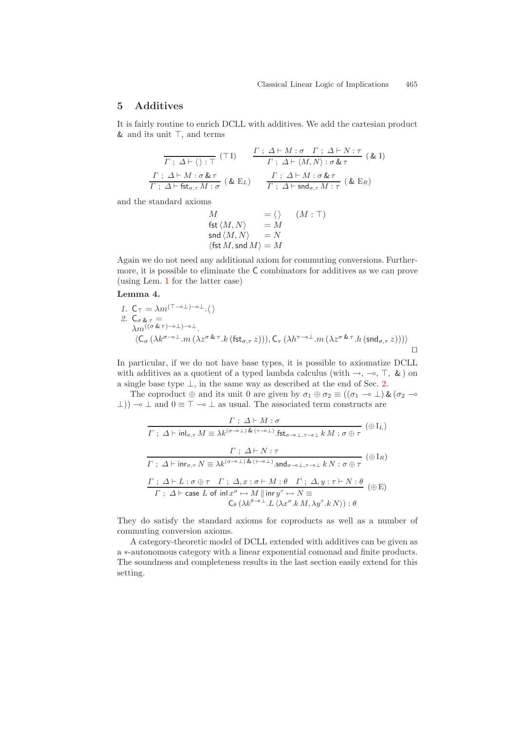## 5 Additives

It is fairly routine to enrich DCLL with additives. We add the cartesian product $\&$ and its unit $\top$, and terms

$$\frac{}{\Gamma \,;\, \Delta \vdash \langle\,\rangle : \top}\ (\top\,\mathrm{I}) \qquad \frac{\Gamma \,;\, \Delta \vdash M : \sigma \quad \Gamma \,;\, \Delta \vdash N : \tau}{\Gamma \,;\, \Delta \vdash \langle M, N\rangle : \sigma \,\&\, \tau}\ (\&\ \mathrm{I})$$

$$\frac{\Gamma \,;\, \Delta \vdash M : \sigma \,\&\, \tau}{\Gamma \,;\, \Delta \vdash \mathsf{fst}_{\sigma,\tau}\, M : \sigma}\ (\&\ \mathrm{E}_L) \qquad \frac{\Gamma \,;\, \Delta \vdash M : \sigma \,\&\, \tau}{\Gamma \,;\, \Delta \vdash \mathsf{snd}_{\sigma,\tau}\, M : \tau}\ (\&\ \mathrm{E}_R)$$

and the standard axioms

$$\begin{array}{lll} M & = \langle\,\rangle & (M : \top) \\ \mathsf{fst}\,\langle M, N\rangle & = M & \\ \mathsf{snd}\,\langle M, N\rangle & = N & \\ \langle \mathsf{fst}\, M, \mathsf{snd}\, M\rangle & = M & \end{array}$$

Again we do not need any additional axiom for commuting conversions. Furthermore, it is possible to eliminate the $\mathsf{C}$ combinators for additives as we can prove (using Lem. 1 for the latter case)

**Lemma 4.**

1. $\mathsf{C}_\top = \lambda m^{(\top \multimap \bot)\multimap\bot}.\langle\,\rangle$
2. $\mathsf{C}_{\sigma \,\&\, \tau} =$
$\lambda m^{((\sigma \,\&\, \tau)\multimap\bot)\multimap\bot}.$
$\langle \mathsf{C}_\sigma\,(\lambda k^{\sigma\multimap\bot}.m\,(\lambda z^{\sigma \,\&\, \tau}.k\,(\mathsf{fst}_{\sigma,\tau}\, z))), \mathsf{C}_\tau\,(\lambda h^{\tau\multimap\bot}.m\,(\lambda z^{\sigma \,\&\, \tau}.h\,(\mathsf{snd}_{\sigma,\tau}\, z)))\rangle$

□

In particular, if we do not have base types, it is possible to axiomatize DCLL with additives as a quotient of a typed lambda calculus (with $\rightarrow$, $\multimap$, $\top$, $\&$) on a single base type $\bot$, in the same way as described at the end of Sec. 2.

The coproduct $\oplus$ and its unit $0$ are given by $\sigma_1 \oplus \sigma_2 \equiv ((\sigma_1 \multimap \bot) \,\&\, (\sigma_2 \multimap \bot)) \multimap \bot$ and $0 \equiv \top \multimap \bot$ as usual. The associated term constructs are

$$\frac{\Gamma \,;\, \Delta \vdash M : \sigma}{\Gamma \,;\, \Delta \vdash \mathsf{inl}_{\sigma,\tau}\, M \equiv \lambda k^{(\sigma\multimap\bot)\,\&\,(\tau\multimap\bot)}.\mathsf{fst}_{\sigma\multimap\bot,\tau\multimap\bot}\, k\, M : \sigma \oplus \tau}\ (\oplus\,\mathrm{I}_L)$$

$$\frac{\Gamma \,;\, \Delta \vdash N : \tau}{\Gamma \,;\, \Delta \vdash \mathsf{inr}_{\sigma,\tau}\, N \equiv \lambda k^{(\sigma\multimap\bot)\,\&\,(\tau\multimap\bot)}.\mathsf{snd}_{\sigma\multimap\bot,\tau\multimap\bot}\, k\, N : \sigma \oplus \tau}\ (\oplus\,\mathrm{I}_R)$$

$$\frac{\Gamma \,;\, \Delta \vdash L : \sigma \oplus \tau \quad \Gamma \,;\, \Delta, x : \sigma \vdash M : \theta \quad \Gamma \,;\, \Delta, y : \tau \vdash N : \theta}{\begin{array}{l}\Gamma \,;\, \Delta \vdash \mathsf{case}\ L\ \mathsf{of}\ \mathsf{inl}\, x^\sigma \mapsto M \,\|\, \mathsf{inr}\, y^\tau \mapsto N \equiv \\ \qquad \mathsf{C}_\theta\,(\lambda k^{\theta\multimap\bot}.L\,\langle \lambda x^\sigma.k\, M, \lambda y^\tau.k\, N\rangle) : \theta\end{array}}\ (\oplus\,\mathrm{E})$$

They do satisfy the standard axioms for coproducts as well as a number of commuting conversion axioms.

A category-theoretic model of DCLL extended with additives can be given as a $*$-autonomous category with a linear exponential comonad and finite products. The soundness and completeness results in the last section easily extend for this setting.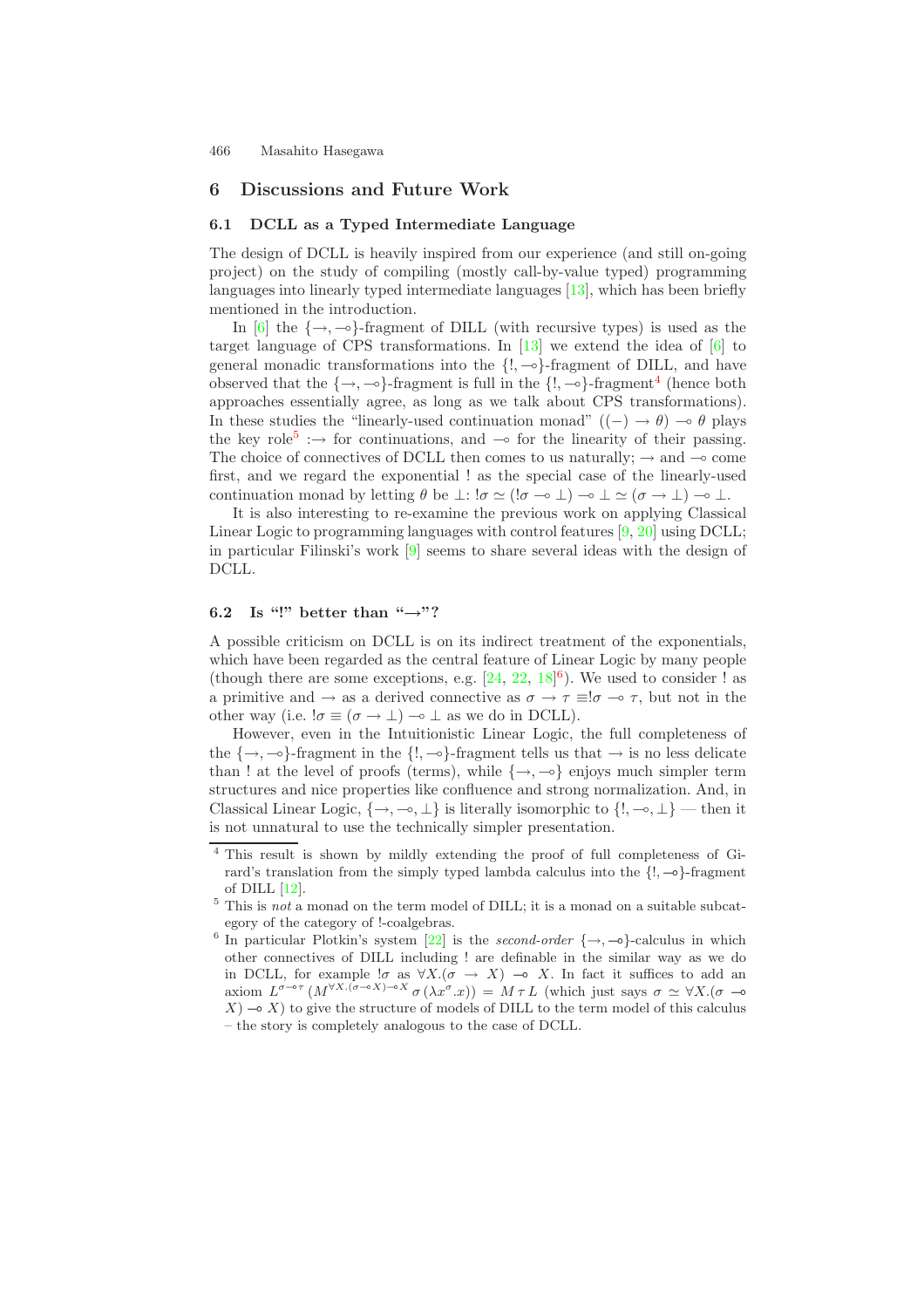## 6 Discussions and Future Work

### 6.1 DCLL as a Typed Intermediate Language

The design of DCLL is heavily inspired from our experience (and still on-going project) on the study of compiling (mostly call-by-value typed) programming languages into linearly typed intermediate languages [13], which has been briefly mentioned in the introduction.

In [6] the $\{\rightarrow, \multimap\}$-fragment of DILL (with recursive types) is used as the target language of CPS transformations. In [13] we extend the idea of [6] to general monadic transformations into the $\{!, \multimap\}$-fragment of DILL, and have observed that the $\{\rightarrow, \multimap\}$-fragment is full in the $\{!, \multimap\}$-fragment[4] (hence both approaches essentially agree, as long as we talk about CPS transformations). In these studies the "linearly-used continuation monad" $((-) \rightarrow \theta) \multimap \theta$ plays the key role[5] : $\rightarrow$ for continuations, and $\multimap$ for the linearity of their passing. The choice of connectives of DCLL then comes to us naturally; $\rightarrow$ and $\multimap$ come first, and we regard the exponential ! as the special case of the linearly-used continuation monad by letting $\theta$ be $\bot$: $!\sigma \simeq (!\sigma \multimap \bot) \multimap \bot \simeq (\sigma \rightarrow \bot) \multimap \bot$.

It is also interesting to re-examine the previous work on applying Classical Linear Logic to programming languages with control features [9, 20] using DCLL; in particular Filinski's work [9] seems to share several ideas with the design of DCLL.

### 6.2 Is "!" better than "$\rightarrow$"?

A possible criticism on DCLL is on its indirect treatment of the exponentials, which have been regarded as the central feature of Linear Logic by many people (though there are some exceptions, e.g. [24, 22, 18][6]). We used to consider ! as a primitive and $\rightarrow$ as a derived connective as $\sigma \rightarrow \tau \equiv !\sigma \multimap \tau$, but not in the other way (i.e. $!\sigma \equiv (\sigma \rightarrow \bot) \multimap \bot$ as we do in DCLL).

However, even in the Intuitionistic Linear Logic, the full completeness of the $\{\rightarrow, \multimap\}$-fragment in the $\{!, \multimap\}$-fragment tells us that $\rightarrow$ is no less delicate than ! at the level of proofs (terms), while $\{\rightarrow, \multimap\}$ enjoys much simpler term structures and nice properties like confluence and strong normalization. And, in Classical Linear Logic, $\{\rightarrow, \multimap, \bot\}$ is literally isomorphic to $\{!, \multimap, \bot\}$ — then it is not unnatural to use the technically simpler presentation.

---

[4] This result is shown by mildly extending the proof of full completeness of Girard's translation from the simply typed lambda calculus into the $\{!, \multimap\}$-fragment of DILL [12].

[5] This is *not* a monad on the term model of DILL; it is a monad on a suitable subcategory of the category of !-coalgebras.

[6] In particular Plotkin's system [22] is the *second-order* $\{\rightarrow, \multimap\}$-calculus in which other connectives of DILL including ! are definable in the similar way as we do in DCLL, for example $!\sigma$ as $\forall X.(\sigma \rightarrow X) \multimap X$. In fact it suffices to add an axiom $L^{\sigma \multimap \tau} (M^{\forall X.(\sigma \multimap X) \multimap X}\, \sigma\, (\lambda x^{\sigma}.x)) = M\, \tau\, L$ (which just says $\sigma \simeq \forall X.(\sigma \multimap X) \multimap X$) to give the structure of models of DILL to the term model of this calculus – the story is completely analogous to the case of DCLL.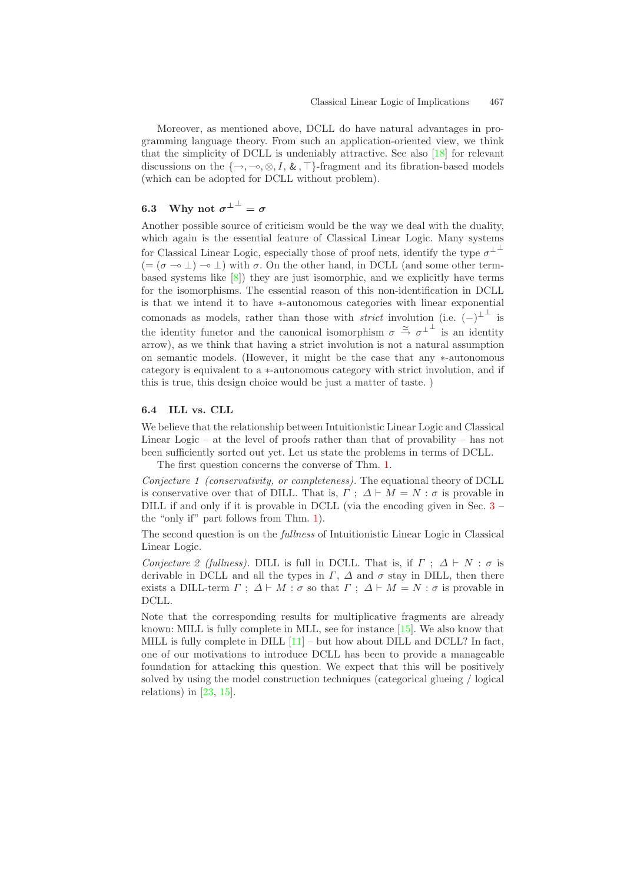Moreover, as mentioned above, DCLL do have natural advantages in programming language theory. From such an application-oriented view, we think that the simplicity of DCLL is undeniably attractive. See also [18] for relevant discussions on the $\{\rightarrow, \multimap, \otimes, I, \&, \top\}$-fragment and its fibration-based models (which can be adopted for DCLL without problem).

### 6.3 Why not $\sigma^{\perp^\perp} = \sigma$

Another possible source of criticism would be the way we deal with the duality, which again is the essential feature of Classical Linear Logic. Many systems for Classical Linear Logic, especially those of proof nets, identify the type $\sigma^{\perp^\perp}$ $(= (\sigma \multimap \perp) \multimap \perp)$ with $\sigma$. On the other hand, in DCLL (and some other term-based systems like [8]) they are just isomorphic, and we explicitly have terms for the isomorphisms. The essential reason of this non-identification in DCLL is that we intend it to have $*$-autonomous categories with linear exponential comonads as models, rather than those with *strict* involution (i.e. $(-)^{\perp^\perp}$ is the identity functor and the canonical isomorphism $\sigma \xrightarrow{\simeq} \sigma^{\perp^\perp}$ is an identity arrow), as we think that having a strict involution is not a natural assumption on semantic models. (However, it might be the case that any $*$-autonomous category is equivalent to a $*$-autonomous category with strict involution, and if this is true, this design choice would be just a matter of taste. )

### 6.4 ILL vs. CLL

We believe that the relationship between Intuitionistic Linear Logic and Classical Linear Logic – at the level of proofs rather than that of provability – has not been sufficiently sorted out yet. Let us state the problems in terms of DCLL.

The first question concerns the converse of Thm. 1.

*Conjecture 1 (conservativity, or completeness).* The equational theory of DCLL is conservative over that of DILL. That is, $\Gamma\ ;\ \Delta \vdash M = N : \sigma$ is provable in DILL if and only if it is provable in DCLL (via the encoding given in Sec. 3 – the "only if" part follows from Thm. 1).

The second question is on the *fullness* of Intuitionistic Linear Logic in Classical Linear Logic.

*Conjecture 2 (fullness).* DILL is full in DCLL. That is, if $\Gamma\ ;\ \Delta \vdash N : \sigma$ is derivable in DCLL and all the types in $\Gamma$, $\Delta$ and $\sigma$ stay in DILL, then there exists a DILL-term $\Gamma\ ;\ \Delta \vdash M : \sigma$ so that $\Gamma\ ;\ \Delta \vdash M = N : \sigma$ is provable in DCLL.

Note that the corresponding results for multiplicative fragments are already known: MILL is fully complete in MLL, see for instance [15]. We also know that MILL is fully complete in DILL [11] – but how about DILL and DCLL? In fact, one of our motivations to introduce DCLL has been to provide a manageable foundation for attacking this question. We expect that this will be positively solved by using the model construction techniques (categorical glueing / logical relations) in [23, 15].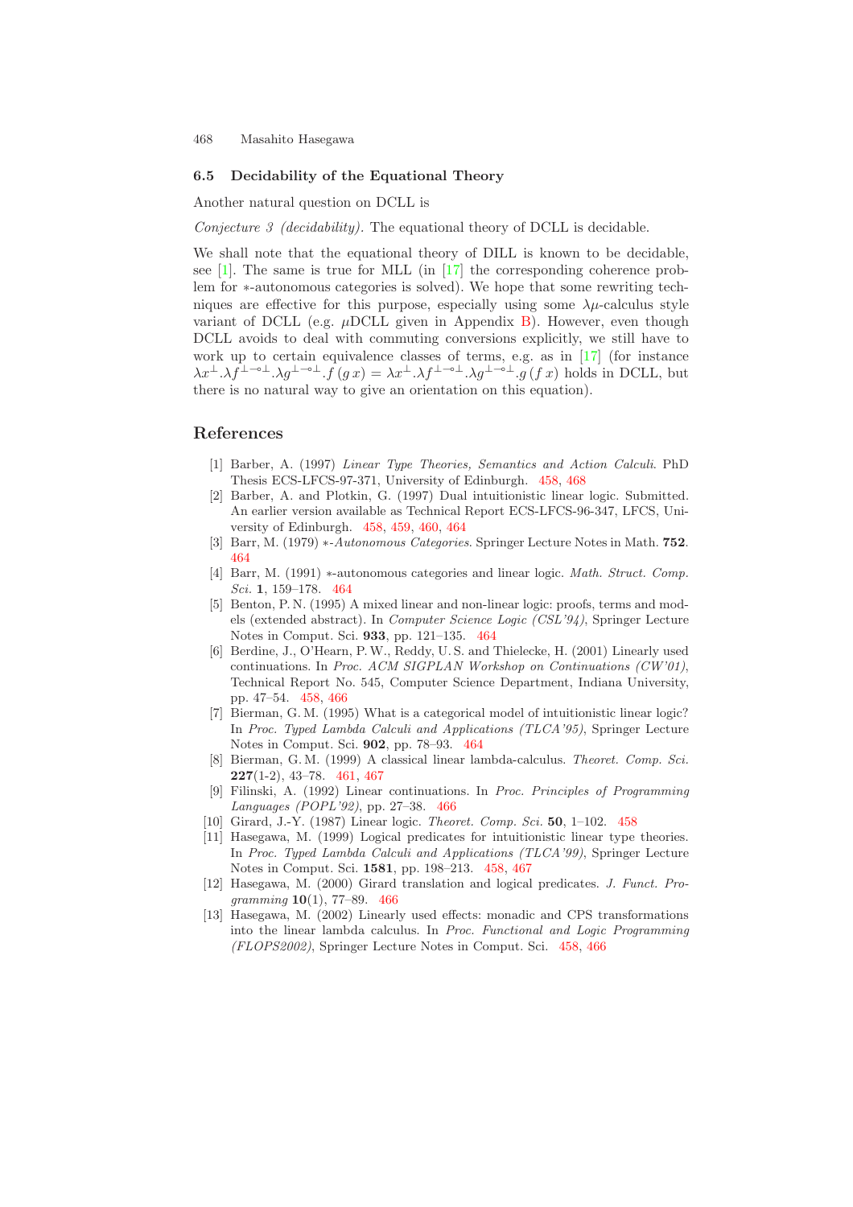### 6.5 Decidability of the Equational Theory

Another natural question on DCLL is

*Conjecture 3 (decidability).* The equational theory of DCLL is decidable.

We shall note that the equational theory of DILL is known to be decidable, see [1]. The same is true for MLL (in [17] the corresponding coherence problem for ∗-autonomous categories is solved). We hope that some rewriting techniques are effective for this purpose, especially using some $\lambda\mu$-calculus style variant of DCLL (e.g. $\mu$DCLL given in Appendix B). However, even though DCLL avoids to deal with commuting conversions explicitly, we still have to work up to certain equivalence classes of terms, e.g. as in [17] (for instance $\lambda x^{\perp}.\lambda f^{\perp\multimap\perp}.\lambda g^{\perp\multimap\perp}.f\,(g\,x) = \lambda x^{\perp}.\lambda f^{\perp\multimap\perp}.\lambda g^{\perp\multimap\perp}.g\,(f\,x)$ holds in DCLL, but there is no natural way to give an orientation on this equation).

## References

1. [1] Barber, A. (1997) *Linear Type Theories, Semantics and Action Calculi*. PhD Thesis ECS-LFCS-97-371, University of Edinburgh. 458, 468
2. [2] Barber, A. and Plotkin, G. (1997) Dual intuitionistic linear logic. Submitted. An earlier version available as Technical Report ECS-LFCS-96-347, LFCS, University of Edinburgh. 458, 459, 460, 464
3. [3] Barr, M. (1979) *∗-Autonomous Categories*. Springer Lecture Notes in Math. **752**. 464
4. [4] Barr, M. (1991) ∗-autonomous categories and linear logic. *Math. Struct. Comp. Sci.* **1**, 159–178. 464
5. [5] Benton, P. N. (1995) A mixed linear and non-linear logic: proofs, terms and models (extended abstract). In *Computer Science Logic (CSL'94)*, Springer Lecture Notes in Comput. Sci. **933**, pp. 121–135. 464
6. [6] Berdine, J., O'Hearn, P. W., Reddy, U. S. and Thielecke, H. (2001) Linearly used continuations. In *Proc. ACM SIGPLAN Workshop on Continuations (CW'01)*, Technical Report No. 545, Computer Science Department, Indiana University, pp. 47–54. 458, 466
7. [7] Bierman, G. M. (1995) What is a categorical model of intuitionistic linear logic? In *Proc. Typed Lambda Calculi and Applications (TLCA'95)*, Springer Lecture Notes in Comput. Sci. **902**, pp. 78–93. 464
8. [8] Bierman, G. M. (1999) A classical linear lambda-calculus. *Theoret. Comp. Sci.* **227**(1-2), 43–78. 461, 467
9. [9] Filinski, A. (1992) Linear continuations. In *Proc. Principles of Programming Languages (POPL'92)*, pp. 27–38. 466
10. [10] Girard, J.-Y. (1987) Linear logic. *Theoret. Comp. Sci.* **50**, 1–102. 458
11. [11] Hasegawa, M. (1999) Logical predicates for intuitionistic linear type theories. In *Proc. Typed Lambda Calculi and Applications (TLCA'99)*, Springer Lecture Notes in Comput. Sci. **1581**, pp. 198–213. 458, 467
12. [12] Hasegawa, M. (2000) Girard translation and logical predicates. *J. Funct. Programming* **10**(1), 77–89. 466
13. [13] Hasegawa, M. (2002) Linearly used effects: monadic and CPS transformations into the linear lambda calculus. In *Proc. Functional and Logic Programming (FLOPS2002)*, Springer Lecture Notes in Comput. Sci. 458, 466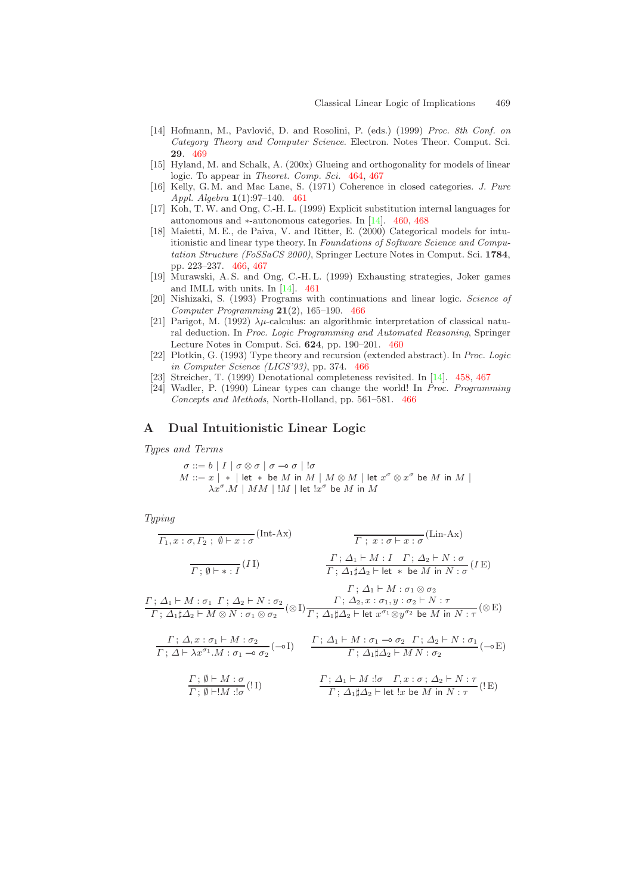[14] Hofmann, M., Pavlović, D. and Rosolini, P. (eds.) (1999) *Proc. 8th Conf. on Category Theory and Computer Science*. Electron. Notes Theor. Comput. Sci. **29**. 469

[15] Hyland, M. and Schalk, A. (200x) Glueing and orthogonality for models of linear logic. To appear in *Theoret. Comp. Sci.* 464, 467

[16] Kelly, G. M. and Mac Lane, S. (1971) Coherence in closed categories. *J. Pure Appl. Algebra* **1**(1):97–140. 461

[17] Koh, T. W. and Ong, C.-H. L. (1999) Explicit substitution internal languages for autonomous and ∗-autonomous categories. In [14]. 460, 468

[18] Maietti, M. E., de Paiva, V. and Ritter, E. (2000) Categorical models for intuitionistic and linear type theory. In *Foundations of Software Science and Computation Structure (FoSSaCS 2000)*, Springer Lecture Notes in Comput. Sci. **1784**, pp. 223–237. 466, 467

[19] Murawski, A. S. and Ong, C.-H. L. (1999) Exhausting strategies, Joker games and IMLL with units. In [14]. 461

[20] Nishizaki, S. (1993) Programs with continuations and linear logic. *Science of Computer Programming* **21**(2), 165–190. 466

[21] Parigot, M. (1992) λμ-calculus: an algorithmic interpretation of classical natural deduction. In *Proc. Logic Programming and Automated Reasoning*, Springer Lecture Notes in Comput. Sci. **624**, pp. 190–201. 460

[22] Plotkin, G. (1993) Type theory and recursion (extended abstract). In *Proc. Logic in Computer Science (LICS'93)*, pp. 374. 466

[23] Streicher, T. (1999) Denotational completeness revisited. In [14]. 458, 467

[24] Wadler, P. (1990) Linear types can change the world! In *Proc. Programming Concepts and Methods*, North-Holland, pp. 561–581. 466

## A Dual Intuitionistic Linear Logic

*Types and Terms*

$$\sigma ::= b \mid I \mid \sigma \otimes \sigma \mid \sigma \multimap \sigma \mid !\sigma$$

$$M ::= x \mid * \mid \mathsf{let}\ *\ \mathsf{be}\ M\ \mathsf{in}\ M \mid M \otimes M \mid \mathsf{let}\ x^{\sigma} \otimes x^{\sigma}\ \mathsf{be}\ M\ \mathsf{in}\ M \mid \lambda x^{\sigma}.M \mid MM \mid !M \mid \mathsf{let}\ !x^{\sigma}\ \mathsf{be}\ M\ \mathsf{in}\ M$$

*Typing*

$$\frac{}{\Gamma_1, x:\sigma, \Gamma_2\ ;\ \emptyset \vdash x:\sigma}(\text{Int-Ax}) \qquad \frac{}{\Gamma\ ;\ x:\sigma \vdash x:\sigma}(\text{Lin-Ax})$$

$$\frac{}{\Gamma\ ;\ \emptyset \vdash * : I}(I\,\mathrm{I}) \qquad \frac{\Gamma\ ;\ \Delta_1 \vdash M : I \quad \Gamma\ ;\ \Delta_2 \vdash N : \sigma}{\Gamma\ ;\ \Delta_1 \sharp \Delta_2 \vdash \mathsf{let}\ *\ \mathsf{be}\ M\ \mathsf{in}\ N : \sigma}(I\,\mathrm{E})$$

$$\frac{\Gamma\ ;\ \Delta_1 \vdash M : \sigma_1 \quad \Gamma\ ;\ \Delta_2 \vdash N : \sigma_2}{\Gamma\ ;\ \Delta_1 \sharp \Delta_2 \vdash M \otimes N : \sigma_1 \otimes \sigma_2}(\otimes\,\mathrm{I}) \qquad \frac{\Gamma\ ;\ \Delta_1 \vdash M : \sigma_1 \otimes \sigma_2 \quad \Gamma\ ;\ \Delta_2, x:\sigma_1, y:\sigma_2 \vdash N : \tau}{\Gamma\ ;\ \Delta_1 \sharp \Delta_2 \vdash \mathsf{let}\ x^{\sigma_1} \otimes y^{\sigma_2}\ \mathsf{be}\ M\ \mathsf{in}\ N : \tau}(\otimes\,\mathrm{E})$$

$$\frac{\Gamma\ ;\ \Delta, x:\sigma_1 \vdash M : \sigma_2}{\Gamma\ ;\ \Delta \vdash \lambda x^{\sigma_1}.M : \sigma_1 \multimap \sigma_2}(\multimap\mathrm{I}) \qquad \frac{\Gamma\ ;\ \Delta_1 \vdash M : \sigma_1 \multimap \sigma_2 \quad \Gamma\ ;\ \Delta_2 \vdash N : \sigma_1}{\Gamma\ ;\ \Delta_1 \sharp \Delta_2 \vdash M\,N : \sigma_2}(\multimap\mathrm{E})$$

$$\frac{\Gamma\ ;\ \emptyset \vdash M : \sigma}{\Gamma\ ;\ \emptyset \vdash !M : !\sigma}(!\,\mathrm{I}) \qquad \frac{\Gamma\ ;\ \Delta_1 \vdash M : !\sigma \quad \Gamma, x:\sigma\ ;\ \Delta_2 \vdash N : \tau}{\Gamma\ ;\ \Delta_1 \sharp \Delta_2 \vdash \mathsf{let}\ !x\ \mathsf{be}\ M\ \mathsf{in}\ N : \tau}(!\,\mathrm{E})$$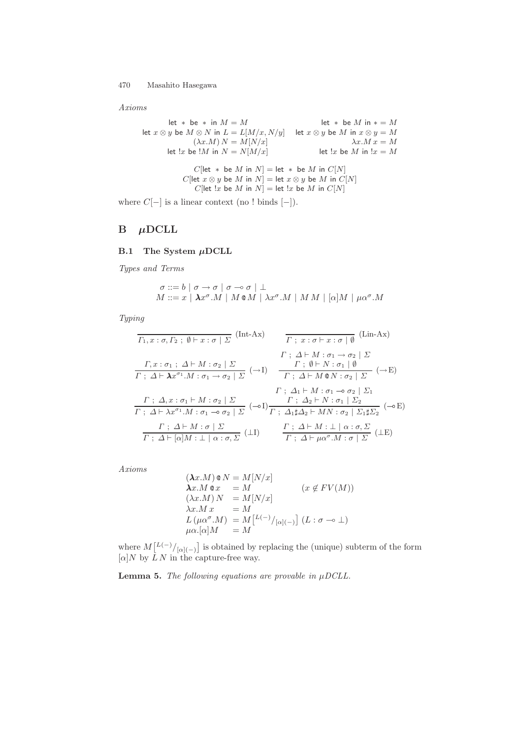*Axioms*

$$
\begin{array}{cc}
\mathsf{let}\ *\ \mathsf{be}\ *\ \mathsf{in}\ M = M & \mathsf{let}\ *\ \mathsf{be}\ M\ \mathsf{in}\ * = M \\
\mathsf{let}\ x \otimes y\ \mathsf{be}\ M \otimes N\ \mathsf{in}\ L = L[M/x, N/y] & \mathsf{let}\ x \otimes y\ \mathsf{be}\ M\ \mathsf{in}\ x \otimes y = M \\
(\lambda x.M)\, N = M[N/x] & \lambda x.M\, x = M \\
\mathsf{let}\ !x\ \mathsf{be}\ !M\ \mathsf{in}\ N = N[M/x] & \mathsf{let}\ !x\ \mathsf{be}\ M\ \mathsf{in}\ !x = M
\end{array}
$$

$$
\begin{array}{c}
C[\mathsf{let}\ *\ \mathsf{be}\ M\ \mathsf{in}\ N] = \mathsf{let}\ *\ \mathsf{be}\ M\ \mathsf{in}\ C[N] \\
C[\mathsf{let}\ x \otimes y\ \mathsf{be}\ M\ \mathsf{in}\ N] = \mathsf{let}\ x \otimes y\ \mathsf{be}\ M\ \mathsf{in}\ C[N] \\
C[\mathsf{let}\ !x\ \mathsf{be}\ M\ \mathsf{in}\ N] = \mathsf{let}\ !x\ \mathsf{be}\ M\ \mathsf{in}\ C[N]
\end{array}
$$

where $C[-]$ is a linear context (no ! binds $[-]$).

# B $\mu$DCLL

## B.1 The System $\mu$DCLL

*Types and Terms*

$$
\begin{array}{l}
\sigma ::= b \mid \sigma \to \sigma \mid \sigma \multimap \sigma \mid \bot \\
M ::= x \mid \boldsymbol{\lambda} x^{\sigma}.M \mid M \,@\, M \mid \lambda x^{\sigma}.M \mid M\, M \mid [\alpha]M \mid \mu\alpha^{\sigma}.M
\end{array}
$$

*Typing*

$$
\frac{}{\Gamma_1, x:\sigma, \Gamma_2\ ;\ \emptyset \vdash x : \sigma \mid \Sigma}\ (\text{Int-Ax}) \qquad \frac{}{\Gamma\ ;\ x:\sigma \vdash x : \sigma \mid \emptyset}\ (\text{Lin-Ax})
$$

$$
\frac{\Gamma, x:\sigma_1\ ;\ \Delta \vdash M : \sigma_2 \mid \Sigma}{\Gamma\ ;\ \Delta \vdash \boldsymbol{\lambda} x^{\sigma_1}.M : \sigma_1 \to \sigma_2 \mid \Sigma}\ (\to\text{I}) \qquad \frac{\Gamma\ ;\ \Delta \vdash M : \sigma_1 \to \sigma_2 \mid \Sigma \quad \Gamma\ ;\ \emptyset \vdash N : \sigma_1 \mid \emptyset}{\Gamma\ ;\ \Delta \vdash M \,@\, N : \sigma_2 \mid \Sigma}\ (\to\text{E})
$$

$$
\frac{\Gamma\ ;\ \Delta, x:\sigma_1 \vdash M : \sigma_2 \mid \Sigma}{\Gamma\ ;\ \Delta \vdash \lambda x^{\sigma_1}.M : \sigma_1 \multimap \sigma_2 \mid \Sigma}\ (\multimap\text{I}) \qquad \frac{\Gamma\ ;\ \Delta_1 \vdash M : \sigma_1 \multimap \sigma_2 \mid \Sigma_1 \quad \Gamma\ ;\ \Delta_2 \vdash N : \sigma_1 \mid \Sigma_2}{\Gamma\ ;\ \Delta_1 \sharp \Delta_2 \vdash M N : \sigma_2 \mid \Sigma_1 \sharp \Sigma_2}\ (\multimap\text{E})
$$

$$
\frac{\Gamma\ ;\ \Delta \vdash M : \sigma \mid \Sigma}{\Gamma\ ;\ \Delta \vdash [\alpha]M : \bot \mid \alpha:\sigma, \Sigma}\ (\bot\text{I}) \qquad \frac{\Gamma\ ;\ \Delta \vdash M : \bot \mid \alpha:\sigma, \Sigma}{\Gamma\ ;\ \Delta \vdash \mu\alpha^{\sigma}.M : \sigma \mid \Sigma}\ (\bot\text{E})
$$

*Axioms*

$$
\begin{array}{lll}
(\boldsymbol{\lambda} x.M) \,@\, N & = M[N/x] & \\
\boldsymbol{\lambda} x.M \,@\, x & = M & (x \notin FV(M)) \\
(\lambda x.M)\, N & = M[N/x] & \\
\lambda x.M\, x & = M & \\
L\,(\mu\alpha^{\sigma}.M) & = M\left[{}^{L(-)}/{}_{[\alpha](-)}\right] & (L : \sigma \multimap \bot) \\
\mu\alpha.[\alpha]M & = M &
\end{array}
$$

where $M\left[{}^{L(-)}/{}_{[\alpha](-)}\right]$ is obtained by replacing the (unique) subterm of the form $[\alpha]N$ by $L\,N$ in the capture-free way.

**Lemma 5.** *The following equations are provable in $\mu$DCLL.*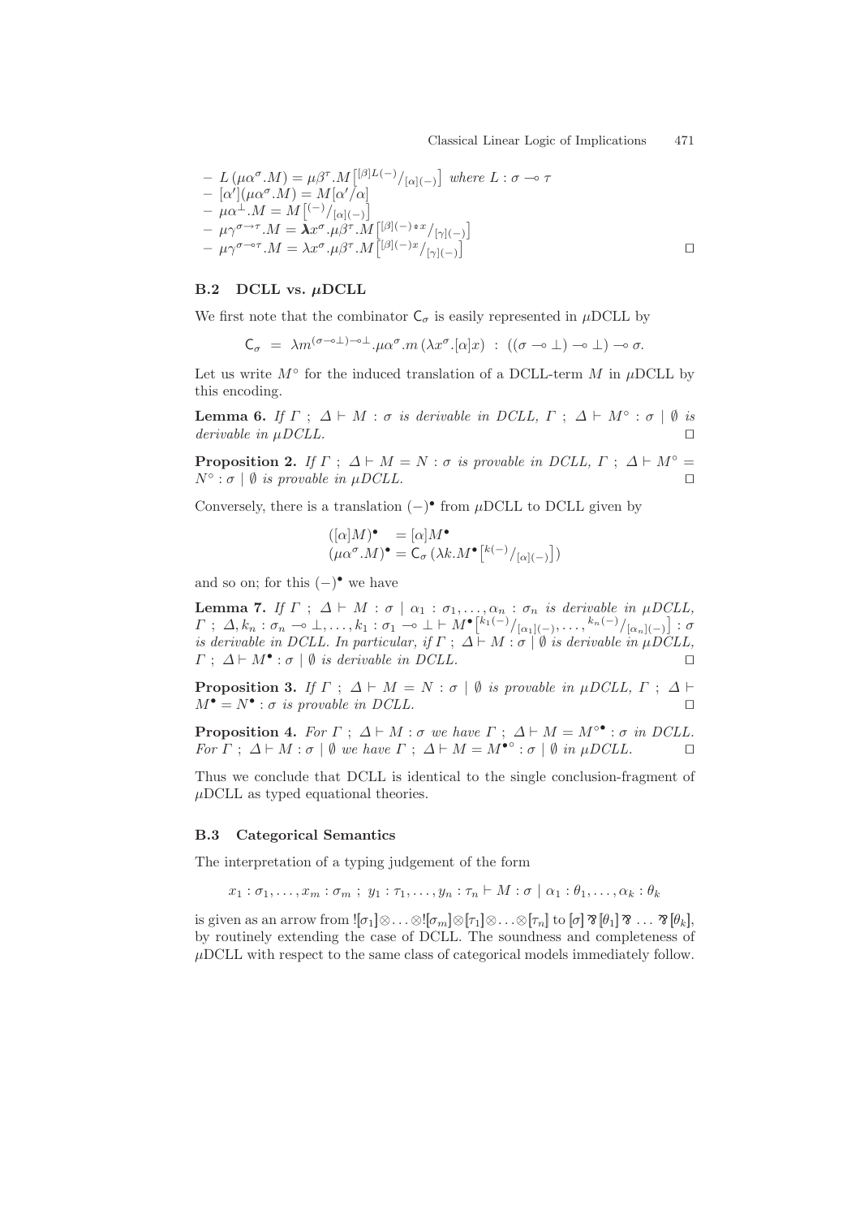- $L\,(\mu\alpha^{\sigma}.M) = \mu\beta^{\tau}.M\left[{}^{[\beta]L(-)}/_{[\alpha](-)}\right]$ where $L : \sigma \multimap \tau$
- $[\alpha'](\mu\alpha^{\sigma}.M) = M[\alpha'/\alpha]$
- $\mu\alpha^{\perp}.M = M\left[{}^{(-)}/_{[\alpha](-)}\right]$
- $\mu\gamma^{\sigma\to\tau}.M = \boldsymbol{\lambda} x^{\sigma}.\mu\beta^{\tau}.M\left[{}^{[\beta](-)\,{*}\,x}/_{[\gamma](-)}\right]$
- $\mu\gamma^{\sigma\multimap\tau}.M = \lambda x^{\sigma}.\mu\beta^{\tau}.M\left[{}^{[\beta](-)x}/_{[\gamma](-)}\right]$ $\square$

### B.2 DCLL vs. $\mu$DCLL

We first note that the combinator $\mathsf{C}_\sigma$ is easily represented in $\mu$DCLL by

$$\mathsf{C}_\sigma \;=\; \lambda m^{(\sigma\multimap\perp)\multimap\perp}.\mu\alpha^{\sigma}.m\,(\lambda x^{\sigma}.[\alpha]x) \;:\; ((\sigma\multimap\perp)\multimap\perp)\multimap\sigma.$$

Let us write $M^{\circ}$ for the induced translation of a DCLL-term $M$ in $\mu$DCLL by this encoding.

**Lemma 6.** *If $\Gamma\ ;\ \Delta \vdash M : \sigma$ is derivable in DCLL, $\Gamma\ ;\ \Delta \vdash M^{\circ} : \sigma \mid \emptyset$ is derivable in $\mu$DCLL.* $\square$

**Proposition 2.** *If $\Gamma\ ;\ \Delta \vdash M = N : \sigma$ is provable in DCLL, $\Gamma\ ;\ \Delta \vdash M^{\circ} = N^{\circ} : \sigma \mid \emptyset$ is provable in $\mu$DCLL.* $\square$

Conversely, there is a translation $(-)^{\bullet}$ from $\mu$DCLL to DCLL given by

$$\begin{aligned}([\alpha]M)^{\bullet} &= [\alpha]M^{\bullet}\\ (\mu\alpha^{\sigma}.M)^{\bullet} &= \mathsf{C}_\sigma\,(\lambda k.M^{\bullet}\left[{}^{k(-)}/_{[\alpha](-)}\right])\end{aligned}$$

and so on; for this $(-)^{\bullet}$ we have

**Lemma 7.** *If $\Gamma\ ;\ \Delta \vdash M : \sigma \mid \alpha_1 : \sigma_1, \ldots, \alpha_n : \sigma_n$ is derivable in $\mu$DCLL, $\Gamma\ ;\ \Delta, k_n : \sigma_n \multimap \perp, \ldots, k_1 : \sigma_1 \multimap \perp \vdash M^{\bullet}\left[{}^{k_1(-)}/_{[\alpha_1](-)}, \ldots, {}^{k_n(-)}/_{[\alpha_n](-)}\right] : \sigma$ is derivable in DCLL. In particular, if $\Gamma\ ;\ \Delta \vdash M : \sigma \mid \emptyset$ is derivable in $\mu$DCLL, $\Gamma\ ;\ \Delta \vdash M^{\bullet} : \sigma \mid \emptyset$ is derivable in DCLL.* $\square$

**Proposition 3.** *If $\Gamma\ ;\ \Delta \vdash M = N : \sigma \mid \emptyset$ is provable in $\mu$DCLL, $\Gamma\ ;\ \Delta \vdash M^{\bullet} = N^{\bullet} : \sigma$ is provable in DCLL.* $\square$

**Proposition 4.** *For $\Gamma\ ;\ \Delta \vdash M : \sigma$ we have $\Gamma\ ;\ \Delta \vdash M = M^{\circ\bullet} : \sigma$ in DCLL. For $\Gamma\ ;\ \Delta \vdash M : \sigma \mid \emptyset$ we have $\Gamma\ ;\ \Delta \vdash M = M^{\bullet\circ} : \sigma \mid \emptyset$ in $\mu$DCLL.* $\square$

Thus we conclude that DCLL is identical to the single conclusion-fragment of $\mu$DCLL as typed equational theories.

### B.3 Categorical Semantics

The interpretation of a typing judgement of the form

$$x_1 : \sigma_1, \ldots, x_m : \sigma_m\ ;\ y_1 : \tau_1, \ldots, y_n : \tau_n \vdash M : \sigma \mid \alpha_1 : \theta_1, \ldots, \alpha_k : \theta_k$$

is given as an arrow from $![\![\sigma_1]\!]\otimes\ldots\otimes![\![\sigma_m]\!]\otimes[\![\tau_1]\!]\otimes\ldots\otimes[\![\tau_n]\!]$ to $[\![\sigma]\!]\parr[\![\theta_1]\!]\parr\ldots\parr[\![\theta_k]\!]$, by routinely extending the case of DCLL. The soundness and completeness of $\mu$DCLL with respect to the same class of categorical models immediately follow.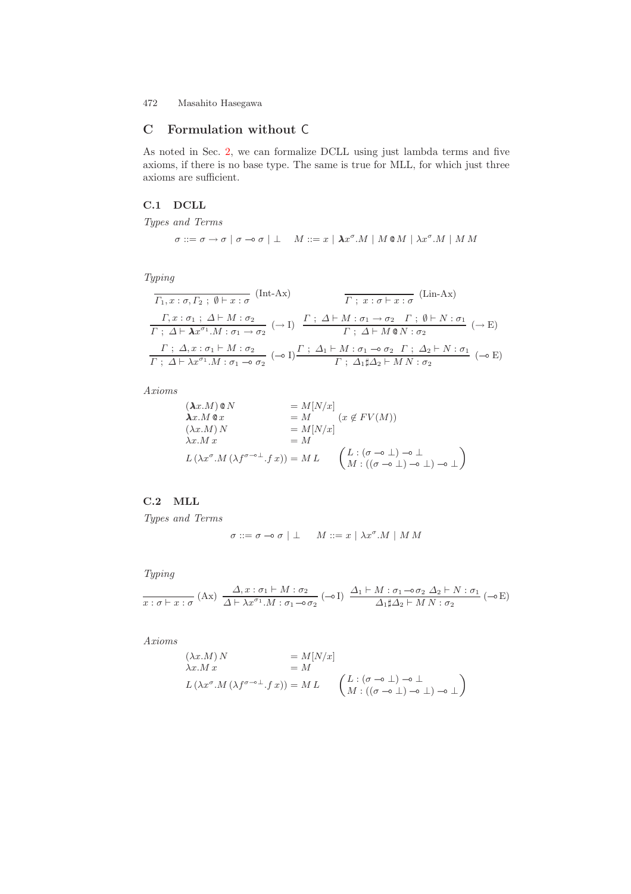## C Formulation without C

As noted in Sec. 2, we can formalize DCLL using just lambda terms and five axioms, if there is no base type. The same is true for MLL, for which just three axioms are sufficient.

### C.1 DCLL

*Types and Terms*

$$\sigma ::= \sigma \to \sigma \mid \sigma \multimap \sigma \mid \bot \qquad M ::= x \mid \boldsymbol{\lambda} x^{\sigma}.M \mid M \mathbin{@} M \mid \lambda x^{\sigma}.M \mid M\,M$$

*Typing*

$$\frac{}{\Gamma_1, x:\sigma, \Gamma_2 \;;\; \emptyset \vdash x:\sigma}\;(\text{Int-Ax}) \qquad \frac{}{\Gamma \;;\; x:\sigma \vdash x:\sigma}\;(\text{Lin-Ax})$$

$$\frac{\Gamma, x:\sigma_1 \;;\; \Delta \vdash M:\sigma_2}{\Gamma \;;\; \Delta \vdash \boldsymbol{\lambda} x^{\sigma_1}.M : \sigma_1 \to \sigma_2}\;(\to \text{I}) \quad \frac{\Gamma \;;\; \Delta \vdash M:\sigma_1 \to \sigma_2 \quad \Gamma \;;\; \emptyset \vdash N:\sigma_1}{\Gamma \;;\; \Delta \vdash M \mathbin{@} N : \sigma_2}\;(\to \text{E})$$

$$\frac{\Gamma \;;\; \Delta, x:\sigma_1 \vdash M:\sigma_2}{\Gamma \;;\; \Delta \vdash \lambda x^{\sigma_1}.M : \sigma_1 \multimap \sigma_2}\;(\multimap \text{I}) \quad \frac{\Gamma \;;\; \Delta_1 \vdash M:\sigma_1 \multimap \sigma_2 \quad \Gamma \;;\; \Delta_2 \vdash N:\sigma_1}{\Gamma \;;\; \Delta_1 \sharp \Delta_2 \vdash M\,N : \sigma_2}\;(\multimap \text{E})$$

*Axioms*

$$\begin{array}{lll}
(\boldsymbol{\lambda} x.M) \mathbin{@} N & = M[N/x] & \\
\boldsymbol{\lambda} x.M \mathbin{@} x & = M & (x \notin FV(M)) \\
(\lambda x.M)\,N & = M[N/x] & \\
\lambda x.M\,x & = M & \\
L\,(\lambda x^{\sigma}.M\,(\lambda f^{\sigma \multimap \bot}.f\,x)) & = M\,L & \begin{pmatrix} L : (\sigma \multimap \bot) \multimap \bot \\ M : ((\sigma \multimap \bot) \multimap \bot) \multimap \bot \end{pmatrix}
\end{array}$$

### C.2 MLL

*Types and Terms*

$$\sigma ::= \sigma \multimap \sigma \mid \bot \qquad M ::= x \mid \lambda x^{\sigma}.M \mid M\,M$$

*Typing*

$$\frac{}{x:\sigma \vdash x:\sigma}\;(\text{Ax}) \quad \frac{\Delta, x:\sigma_1 \vdash M:\sigma_2}{\Delta \vdash \lambda x^{\sigma_1}.M : \sigma_1 \multimap \sigma_2}\;(\multimap \text{I}) \quad \frac{\Delta_1 \vdash M:\sigma_1 \multimap \sigma_2 \quad \Delta_2 \vdash N:\sigma_1}{\Delta_1 \sharp \Delta_2 \vdash M\,N : \sigma_2}\;(\multimap \text{E})$$

*Axioms*

$$\begin{array}{lll}
(\lambda x.M)\,N & = M[N/x] & \\
\lambda x.M\,x & = M & \\
L\,(\lambda x^{\sigma}.M\,(\lambda f^{\sigma \multimap \bot}.f\,x)) & = M\,L & \begin{pmatrix} L : (\sigma \multimap \bot) \multimap \bot \\ M : ((\sigma \multimap \bot) \multimap \bot) \multimap \bot \end{pmatrix}
\end{array}$$